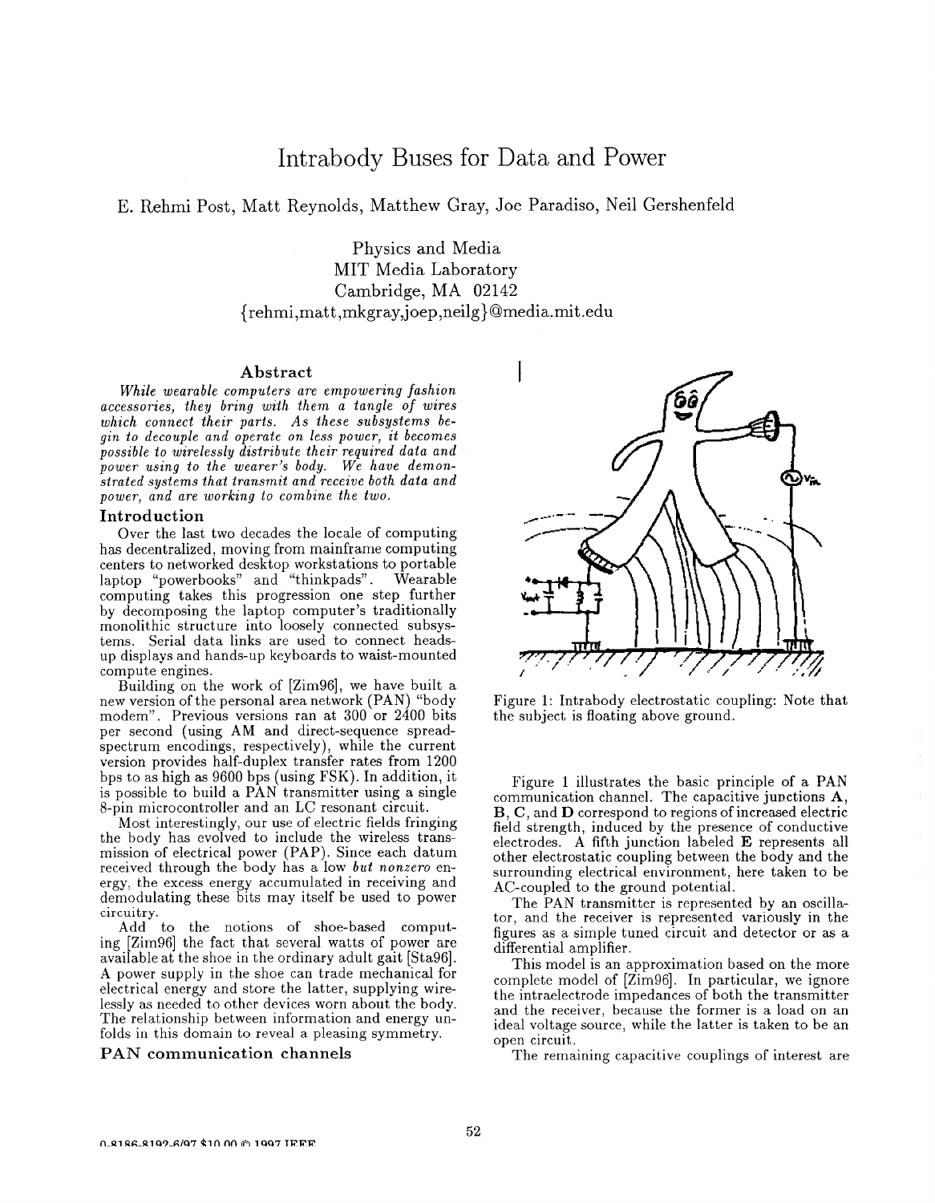# Intrabody Buses for Data and Power

E. Rehmi Post, Matt Reynolds, Matthew Gray, Joe Paradiso, Neil Gershenfeld

Physics and Media
MIT Media Laboratory
Cambridge, MA 02142
{rehmi,matt,mkgray,joep,neilg}@media.mit.edu

## Abstract

*While wearable computers are empowering fashion accessories, they bring with them a tangle of wires which connect their parts. As these subsystems begin to decouple and operate on less power, it becomes possible to wirelessly distribute their required data and power using to the wearer's body. We have demonstrated systems that transmit and receive both data and power, and are working to combine the two.*

## Introduction

Over the last two decades the locale of computing has decentralized, moving from mainframe computing centers to networked desktop workstations to portable laptop "powerbooks" and "thinkpads". Wearable computing takes this progression one step further by decomposing the laptop computer's traditionally monolithic structure into loosely connected subsystems. Serial data links are used to connect heads-up displays and hands-up keyboards to waist-mounted compute engines.

Building on the work of [Zim96], we have built a new version of the personal area network (PAN) "body modem". Previous versions ran at 300 or 2400 bits per second (using AM and direct-sequence spread-spectrum encodings, respectively), while the current version provides half-duplex transfer rates from 1200 bps to as high as 9600 bps (using FSK). In addition, it is possible to build a PAN transmitter using a single 8-pin microcontroller and an LC resonant circuit.

Most interestingly, our use of electric fields fringing the body has evolved to include the wireless transmission of electrical power (PAP). Since each datum received through the body has a low *but nonzero* energy, the excess energy accumulated in receiving and demodulating these bits may itself be used to power circuitry.

Add to the notions of shoe-based computing [Zim96] the fact that several watts of power are available at the shoe in the ordinary adult gait [Sta96]. A power supply in the shoe can trade mechanical for electrical energy and store the latter, supplying wirelessly as needed to other devices worn about the body. The relationship between information and energy unfolds in this domain to reveal a pleasing symmetry.

## PAN communication channels

Figure 1: Intrabody electrostatic coupling: Note that the subject is floating above ground.

Figure 1 illustrates the basic principle of a PAN communication channel. The capacitive junctions **A**, **B**, **C**, and **D** correspond to regions of increased electric field strength, induced by the presence of conductive electrodes. A fifth junction labeled **E** represents all other electrostatic coupling between the body and the surrounding electrical environment, here taken to be AC-coupled to the ground potential.

The PAN transmitter is represented by an oscillator, and the receiver is represented variously in the figures as a simple tuned circuit and detector or as a differential amplifier.

This model is an approximation based on the more complete model of [Zim96]. In particular, we ignore the intraelectrode impedances of both the transmitter and the receiver, because the former is a load on an ideal voltage source, while the latter is taken to be an open circuit.

The remaining capacitive couplings of interest are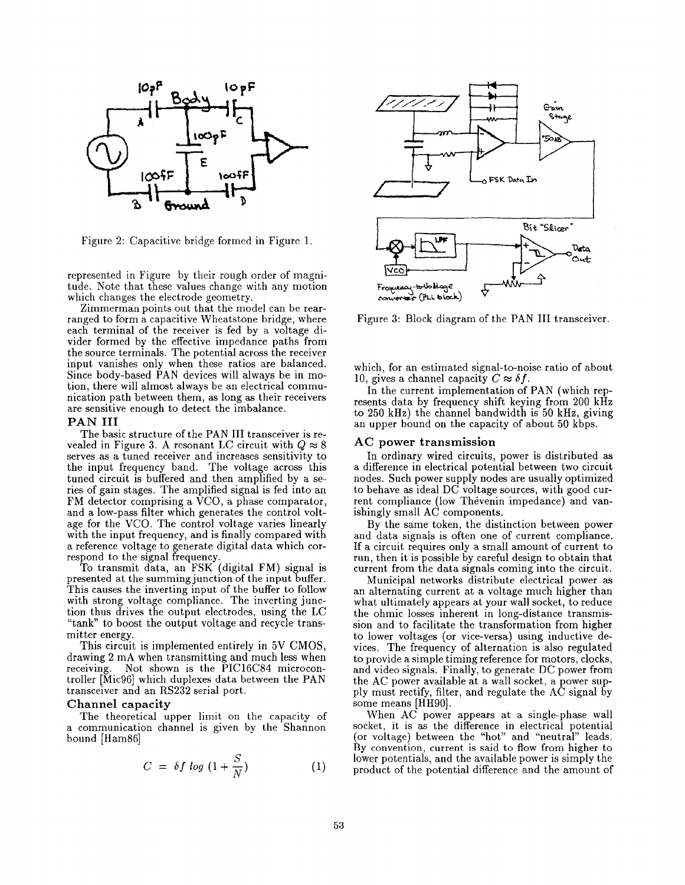Figure 2: Capacitive bridge formed in Figure 1.

represented in Figure by their rough order of magnitude. Note that these values change with any motion which changes the electrode geometry.

Zimmerman points out that the model can be rearranged to form a capacitive Wheatstone bridge, where each terminal of the receiver is fed by a voltage divider formed by the effective impedance paths from the source terminals. The potential across the receiver input vanishes only when these ratios are balanced. Since body-based PAN devices will always be in motion, there will almost always be an electrical communication path between them, as long as their receivers are sensitive enough to detect the imbalance.

## PAN III

The basic structure of the PAN III transceiver is revealed in Figure 3. A resonant LC circuit with $Q \approx 8$ serves as a tuned receiver and increases sensitivity to the input frequency band. The voltage across this tuned circuit is buffered and then amplified by a series of gain stages. The amplified signal is fed into an FM detector comprising a VCO, a phase comparator, and a low-pass filter which generates the control voltage for the VCO. The control voltage varies linearly with the input frequency, and is finally compared with a reference voltage to generate digital data which correspond to the signal frequency.

To transmit data, an FSK (digital FM) signal is presented at the summing junction of the input buffer. This causes the inverting input of the buffer to follow with strong voltage compliance. The inverting junction thus drives the output electrodes, using the LC "tank" to boost the output voltage and recycle transmitter energy.

This circuit is implemented entirely in 5V CMOS, drawing 2 mA when transmitting and much less when receiving. Not shown is the PIC16C84 microcontroller [Mic96] which duplexes data between the PAN transceiver and an RS232 serial port.

## Channel capacity

The theoretical upper limit on the capacity of a communication channel is given by the Shannon bound [Ham86]

$$C = \delta f \; log \; (1 + \frac{S}{N}) \qquad (1)$$

Figure 3: Block diagram of the PAN III transceiver.

which, for an estimated signal-to-noise ratio of about 10, gives a channel capacity $C \approx \delta f$.

In the current implementation of PAN (which represents data by frequency shift keying from 200 kHz to 250 kHz) the channel bandwidth is 50 kHz, giving an upper bound on the capacity of about 50 kbps.

## AC power transmission

In ordinary wired circuits, power is distributed as a difference in electrical potential between two circuit nodes. Such power supply nodes are usually optimized to behave as ideal DC voltage sources, with good current compliance (low Thévenin impedance) and vanishingly small AC components.

By the same token, the distinction between power and data signals is often one of current compliance. If a circuit requires only a small amount of current to run, then it is possible by careful design to obtain that current from the data signals coming into the circuit.

Municipal networks distribute electrical power as an alternating current at a voltage much higher than what ultimately appears at your wall socket, to reduce the ohmic losses inherent in long-distance transmission and to facilitate the transformation from higher to lower voltages (or vice-versa) using inductive devices. The frequency of alternation is also regulated to provide a simple timing reference for motors, clocks, and video signals. Finally, to generate DC power from the AC power available at a wall socket, a power supply must rectify, filter, and regulate the AC signal by some means [HH90].

When AC power appears at a single-phase wall socket, it is as the difference in electrical potential (or voltage) between the "hot" and "neutral" leads. By convention, current is said to flow from higher to lower potentials, and the available power is simply the product of the potential difference and the amount of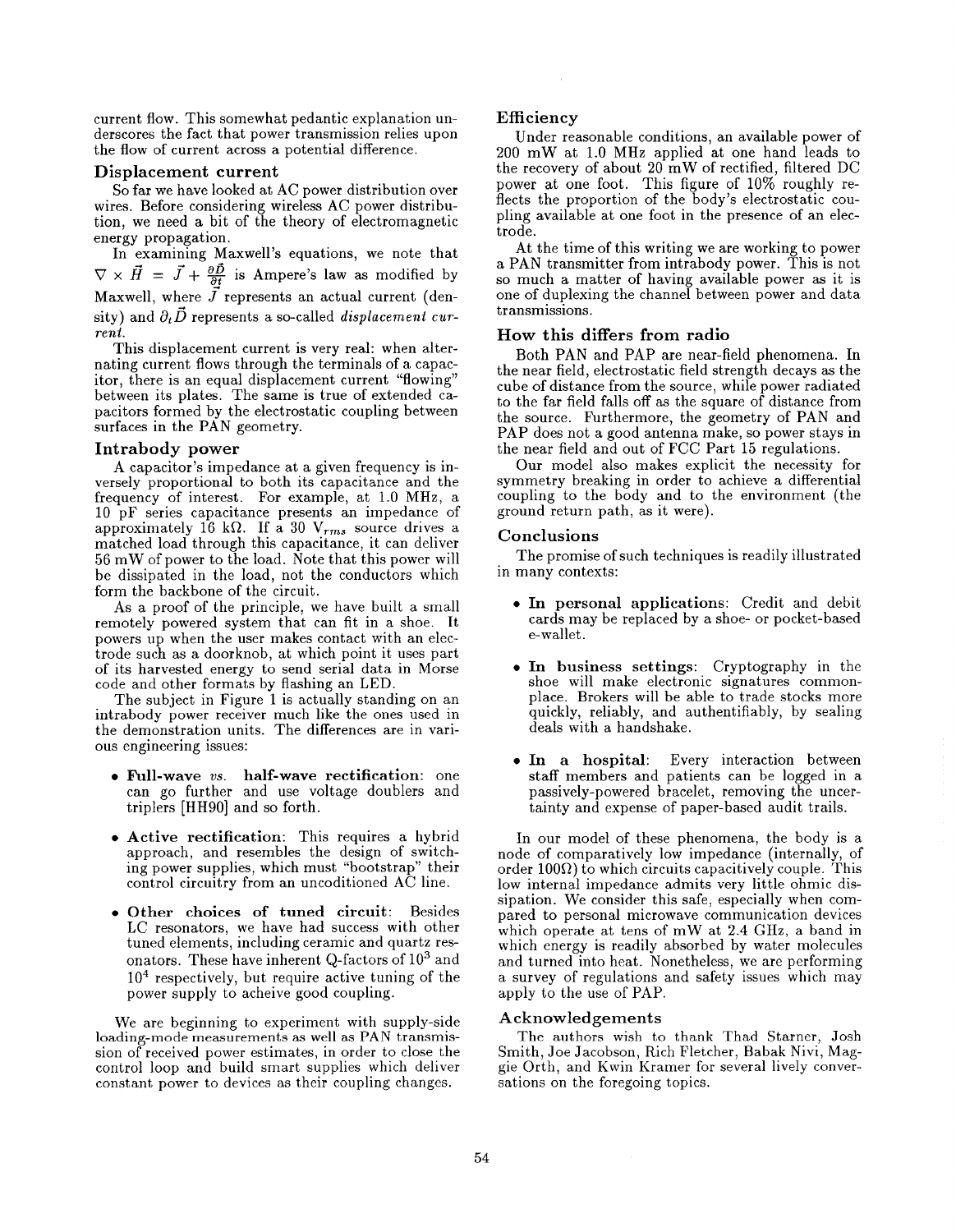current flow. This somewhat pedantic explanation underscores the fact that power transmission relies upon the flow of current across a potential difference.

## Displacement current

So far we have looked at AC power distribution over wires. Before considering wireless AC power distribution, we need a bit of the theory of electromagnetic energy propagation.

In examining Maxwell's equations, we note that $\nabla \times \vec{H} = \vec{J} + \frac{\partial \vec{D}}{\partial t}$ is Ampere's law as modified by Maxwell, where $\vec{J}$ represents an actual current (density) and $\partial_t \vec{D}$ represents a so-called *displacement current*.

This displacement current is very real: when alternating current flows through the terminals of a capacitor, there is an equal displacement current "flowing" between its plates. The same is true of extended capacitors formed by the electrostatic coupling between surfaces in the PAN geometry.

## Intrabody power

A capacitor's impedance at a given frequency is inversely proportional to both its capacitance and the frequency of interest. For example, at 1.0 MHz, a 10 pF series capacitance presents an impedance of approximately 16 k$\Omega$. If a 30 $V_{rms}$ source drives a matched load through this capacitance, it can deliver 56 mW of power to the load. Note that this power will be dissipated in the load, not the conductors which form the backbone of the circuit.

As a proof of the principle, we have built a small remotely powered system that can fit in a shoe. It powers up when the user makes contact with an electrode such as a doorknob, at which point it uses part of its harvested energy to send serial data in Morse code and other formats by flashing an LED.

The subject in Figure 1 is actually standing on an intrabody power receiver much like the ones used in the demonstration units. The differences are in various engineering issues:

- **Full-wave** *vs.* **half-wave rectification**: one can go further and use voltage doublers and triplers [HH90] and so forth.
- **Active rectification**: This requires a hybrid approach, and resembles the design of switching power supplies, which must "bootstrap" their control circuitry from an unconditioned AC line.
- **Other choices of tuned circuit**: Besides LC resonators, we have had success with other tuned elements, including ceramic and quartz resonators. These have inherent Q-factors of $10^3$ and $10^4$ respectively, but require active tuning of the power supply to acheive good coupling.

We are beginning to experiment with supply-side loading-mode measurements as well as PAN transmission of received power estimates, in order to close the control loop and build smart supplies which deliver constant power to devices as their coupling changes.

## Efficiency

Under reasonable conditions, an available power of 200 mW at 1.0 MHz applied at one hand leads to the recovery of about 20 mW of rectified, filtered DC power at one foot. This figure of 10% roughly reflects the proportion of the body's electrostatic coupling available at one foot in the presence of an electrode.

At the time of this writing we are working to power a PAN transmitter from intrabody power. This is not so much a matter of having available power as it is one of duplexing the channel between power and data transmissions.

## How this differs from radio

Both PAN and PAP are near-field phenomena. In the near field, electrostatic field strength decays as the cube of distance from the source, while power radiated to the far field falls off as the square of distance from the source. Furthermore, the geometry of PAN and PAP does not a good antenna make, so power stays in the near field and out of FCC Part 15 regulations.

Our model also makes explicit the necessity for symmetry breaking in order to achieve a differential coupling to the body and to the environment (the ground return path, as it were).

## Conclusions

The promise of such techniques is readily illustrated in many contexts:

- **In personal applications**: Credit and debit cards may be replaced by a shoe- or pocket-based e-wallet.
- **In business settings**: Cryptography in the shoe will make electronic signatures commonplace. Brokers will be able to trade stocks more quickly, reliably, and authentifiably, by sealing deals with a handshake.
- **In a hospital**: Every interaction between staff members and patients can be logged in a passively-powered bracelet, removing the uncertainty and expense of paper-based audit trails.

In our model of these phenomena, the body is a node of comparatively low impedance (internally, of order 100$\Omega$) to which circuits capacitively couple. This low internal impedance admits very little ohmic dissipation. We consider this safe, especially when compared to personal microwave communication devices which operate at tens of mW at 2.4 GHz, a band in which energy is readily absorbed by water molecules and turned into heat. Nonetheless, we are performing a survey of regulations and safety issues which may apply to the use of PAP.

## Acknowledgements

The authors wish to thank Thad Starner, Josh Smith, Joe Jacobson, Rich Fletcher, Babak Nivi, Maggie Orth, and Kwin Kramer for several lively conversations on the foregoing topics.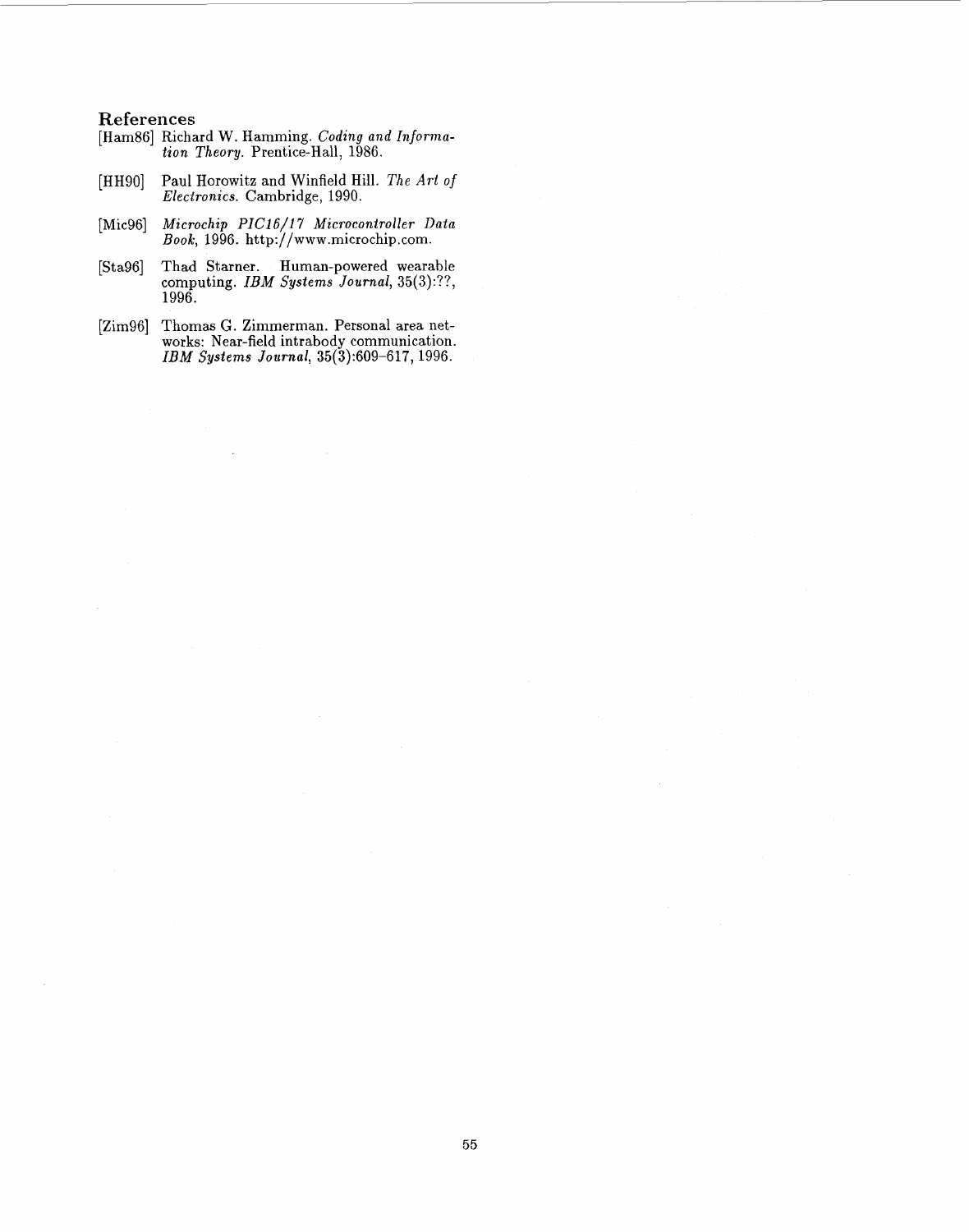## References

[Ham86] Richard W. Hamming. *Coding and Information Theory.* Prentice-Hall, 1986.

[HH90] Paul Horowitz and Winfield Hill. *The Art of Electronics.* Cambridge, 1990.

[Mic96] *Microchip PIC16/17 Microcontroller Data Book*, 1996. http://www.microchip.com.

[Sta96] Thad Starner. Human-powered wearable computing. *IBM Systems Journal*, 35(3):??, 1996.

[Zim96] Thomas G. Zimmerman. Personal area networks: Near-field intrabody communication. *IBM Systems Journal*, 35(3):609–617, 1996.